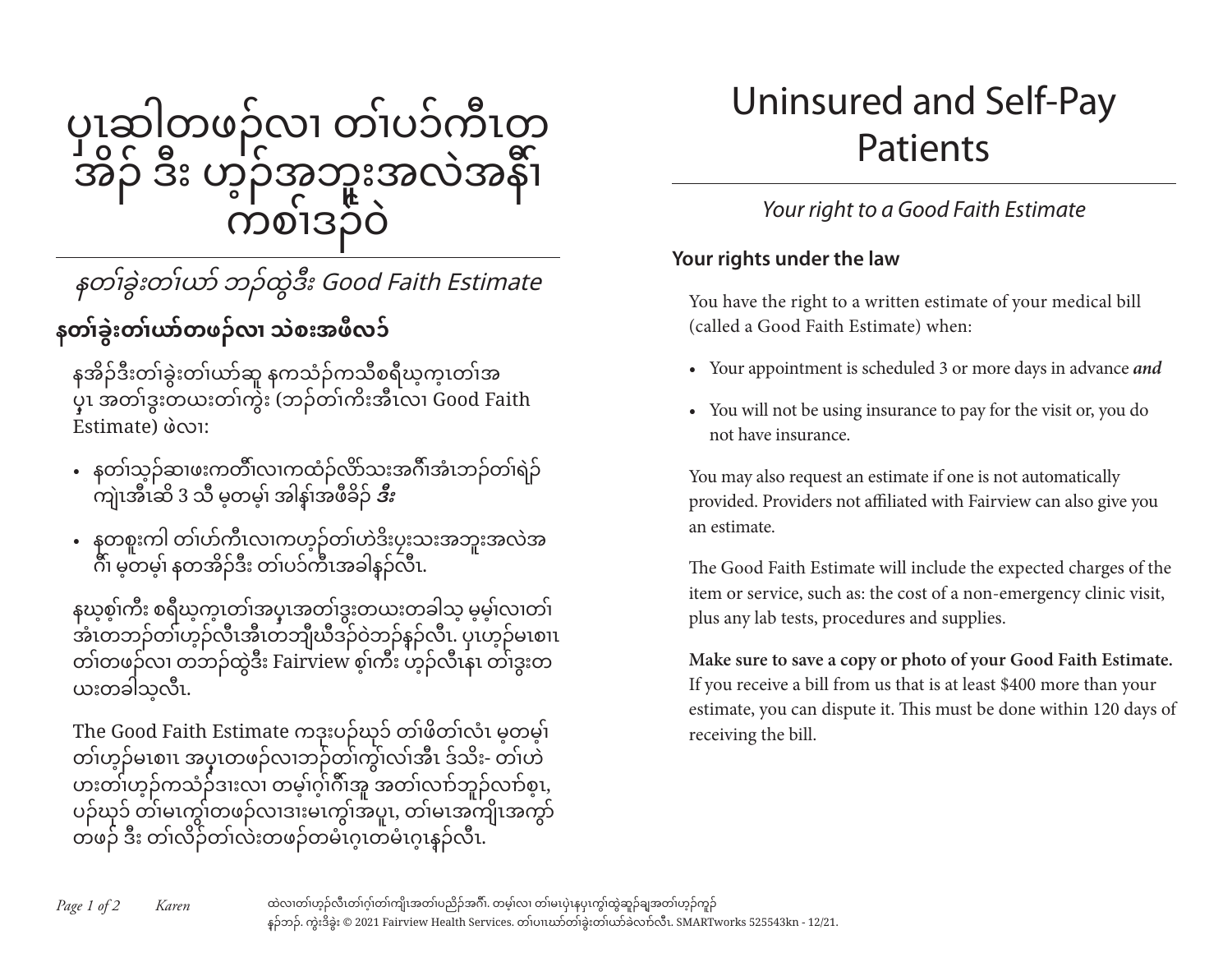# ပှၤဆါတဖၣ်လၢ တၢ်ပၣ်ကီၤတ အိၣ် ဒီး ဟ့ၣ်အဘူးအလဲအနီၢ် ကစၢ်ဒၣ်ဝဲ

*နတၢ်ခွဲးတၢ်ယာ် ဘၣ်ထွဲဒီး Good Faith Estimate*

## နတၢ်ခွဲးတၢ်ယာ်တဖၣ်လၢ သဲစးအဖီလာ်

နအိၣ်ဒီးတၢ်ခွဲးတၢ်ယာ်ဆူ နကသံၣ်ကသီစရီဃ့က့ၤတၢ်အပှၤ အတၢ်ဒွးတယးတၢ်ကွဲး (ဘၣ်တၢ်ကိးအီၤလၢ Good Faith Estimate) ဖဲလၢ:

- နတၢ်သ့ၣ်ဆၢဖးကတီၢ်လၢကထံၣ်လိာ်သးအဂီၢ်အံၤဘၣ်တၢ်ရဲၣ်ကျဲၤအီၤဆိ 3 သီ မ့တမ့ၢ် အါန့ၢ်အဖီခိၣ် ***ဒီး***
- နတစူးကါ တၢ်ဟ်ကီၤလၢကဟ့ၣ်တၢ်ဟဲဒီးပှးသးအဘူးအလဲအဂီၢ် မ့တမ့ၢ် နတအိၣ်ဒီး တၢ်ပၣ်ကီၤအခါန့ၣ်လီၤ.

နဃ့စ့ၢ်ကီး စရီဃ့က့ၤတၢ်အပှၤအတၢ်ဒွးတယးတခါသ့ မ့မ့ၢ်လၢတၢ်အံၤတဘၣ်တၢ်ဟ့ၣ်လီၤအီၤတဘျီဃီဒၣ်ဝဲဘၣ်နၣ်လီၤ. ပှၤဟ့ၣ်မၤစၢၤတၢ်တဖၣ်လၢ တဘၣ်ထွဲဒီး Fairview စ့ၢ်ကီး ဟ့ၣ်လီၤနၤ တၢ်ဒွးတယးတခါသ့လီၤ.

The Good Faith Estimate ကဒုးပဉ်ဃှာ် တၢ်ဖိတၢ်လံၤ မ့တမ့ၢ် တၢ်ဟ့ၣ်မၤစၢၤ အပှၤတဖၣ်လၢဘၣ်တၢ်ကွၢ်လာ်အီၤ ဒ်သိး- တၢ်ဟဲဟးတၢ်ဟ့ၣ်ကသံၣ်ဒၢးလၢ တမ့ၢ်ဂ့ၢ်ဂီၢ်အူ အတၢ်လာ်ဘူၣ်လာ်စ့ၤ, ပၣ်ဃုာ် တၢ်မၤကွၢ်တဖၣ်လၢဒၢးမၤကွၢ်အပူၤ, တၢ်မၤအကျိၤအကွာ်တဖၣ် ဒီး တၢ်လိၣ်တၢ်လဲးတဖၣ်တမံၤဂ့ၤတမံၤဂ့ၤန့ၣ်လီၤ.

# Uninsured and Self-Pay Patients

*Your right to a Good Faith Estimate*

## Your rights under the law

You have the right to a written estimate of your medical bill (called a Good Faith Estimate) when:

- Your appointment is scheduled 3 or more days in advance ***and***
- You will not be using insurance to pay for the visit or, you do not have insurance.

You may also request an estimate if one is not automatically provided. Providers not affiliated with Fairview can also give you an estimate.

The Good Faith Estimate will include the expected charges of the item or service, such as: the cost of a non-emergency clinic visit, plus any lab tests, procedures and supplies.

**Make sure to save a copy or photo of your Good Faith Estimate.** If you receive a bill from us that is at least $400 more than your estimate, you can dispute it. This must be done within 120 days of receiving the bill.

ထဲလၢတၢ်ဟ့ၣ်လီၤတၢ်ဂ့ၢ်တၢ်ကျိၤအတၢ်ပညိၣ်အဂီၢ်. တမ့ၢ်လၢ တၢ်မၤပှဲၤနပှၤကွၢ်ထွဲဆူၣ်ချအတၢ်ဟ့ၣ်ကူၣ်နၣ်ဘၣ်. ကွဲးဒိခွဲး © 2021 Fairview Health Services. တၢ်ပၢၤဃာ်တၢ်ခွဲးတၢ်ယာ်ခဲလာ်လီၤ. SMARTworks 525543kn - 12/21.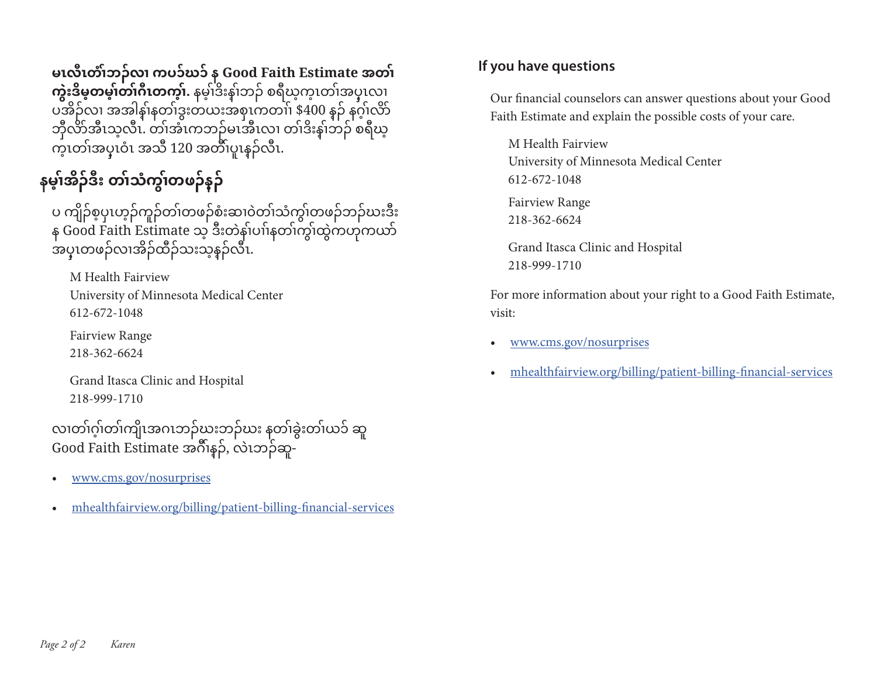**မၤလီၤတံၢ်ဘၣ်လၢ ကပၥ်ဃၥ် န Good Faith Estimate အတၢ်ကွဲးဒိမ့တမ့ၢ်တၢ်ဂီၤတကဲ့ၢ်.** နမ့ၢ်ဒိးန့ၢ်ဘၣ် စရီဃ့ကုၤတၢ်အပ្ហၤလၢ ပအိၣ်လၢ အအါန့ၢ်နတၢ်ဒွးတယးအစ့ၤကတၢၢ် $400 နၣ် နဂ့ၢ်လိာ်ဘှိလိာ်အီၤသ့လီၤ. တၢ်အံၤကဘၣ်မၤအီၤလၢ တၢ်ဒိးန့ၢ်ဘၣ် စရီဃ့ကုၤတၢ်အပ្ហၤဝံၤ အသီ 120 အတိၢ်ပူၤနၣ်လီၤ.

## နမ့ၢ်အိၣ်ဒီး တၢ်သံကွၢ်တဖၣ်နၣ်

ပ ကျိၣ်စ့ပှၤဟ့ၣ်ကူၣ်တၢ်တဖၣ်စံးဆၢဝဲတၢ်သံကွၢ်တဖၣ်ဘၣ်ဃးဒီး န Good Faith Estimate သ့ ဒီးတဲန့ၢ်ပၢၢ်နတၢ်ကွၢ်ထွဲကဟ့ကယာ် အပ្ហၤတဖၣ်လၢအိၣ်ထီၣ်သးသ့နၣ်လီၤ.

M Health Fairview  
University of Minnesota Medical Center  
612-672-1048

Fairview Range  
218-362-6624

Grand Itasca Clinic and Hospital  
218-999-1710

လၢတၢ်ဂ့ၢ်တၢ်ကျိၤအဂၤဘၣ်ဃးဘၣ်ဃး နတၢ်ခွဲးတၢ်ယာ် ဆူ Good Faith Estimate အဂီၢ်နၣ်, လဲၤဘၣ်ဆူ-

- www.cms.gov/nosurprises
- mhealthfairview.org/billing/patient-billing-financial-services

## If you have questions

Our financial counselors can answer questions about your Good Faith Estimate and explain the possible costs of your care.

M Health Fairview  
University of Minnesota Medical Center  
612-672-1048

Fairview Range  
218-362-6624

Grand Itasca Clinic and Hospital  
218-999-1710

For more information about your right to a Good Faith Estimate, visit:

- www.cms.gov/nosurprises
- mhealthfairview.org/billing/patient-billing-financial-services